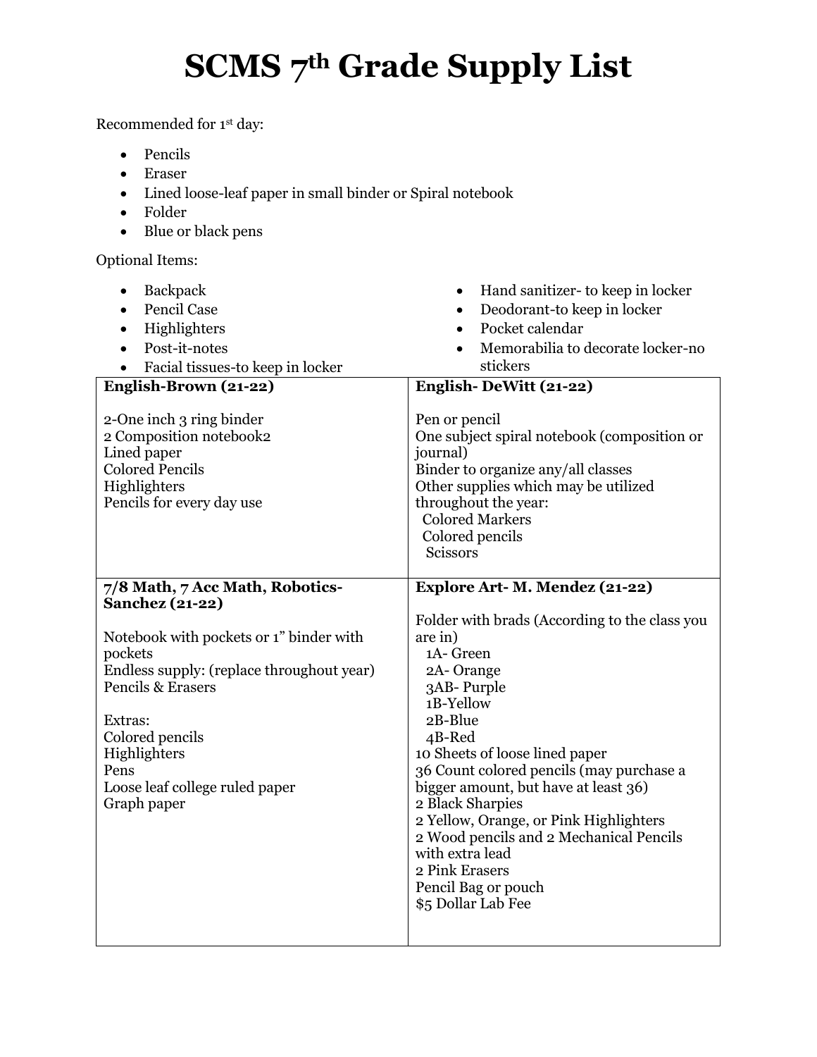# SCMS 7th Grade Supply List

Recommended for 1st day:

- Pencils
- Eraser
- Lined loose-leaf paper in small binder or Spiral notebook
- Folder
- Blue or black pens

Optional Items:

- Backpack
- Pencil Case
- Highlighters
- Post-it-notes
- Facial tissues-to keep in locker
- Hand sanitizer- to keep in locker
- Deodorant-to keep in locker
- Pocket calendar
- Memorabilia to decorate locker-no stickers

| **English-Brown (21-22)** | **English- DeWitt (21-22)** |
|---|---|
| 2-One inch 3 ring binder<br>2 Composition notebook2<br>Lined paper<br>Colored Pencils<br>Highlighters<br>Pencils for every day use | Pen or pencil<br>One subject spiral notebook (composition or journal)<br>Binder to organize any/all classes<br>Other supplies which may be utilized throughout the year:<br>Colored Markers<br>Colored pencils<br>Scissors |
| **7/8 Math, 7 Acc Math, Robotics- Sanchez (21-22)**<br><br>Notebook with pockets or 1" binder with pockets<br>Endless supply: (replace throughout year)<br>Pencils & Erasers<br><br>Extras:<br>Colored pencils<br>Highlighters<br>Pens<br>Loose leaf college ruled paper<br>Graph paper | **Explore Art- M. Mendez (21-22)**<br><br>Folder with brads (According to the class you are in)<br>1A- Green<br>2A- Orange<br>3AB- Purple<br>1B-Yellow<br>2B-Blue<br>4B-Red<br>10 Sheets of loose lined paper<br>36 Count colored pencils (may purchase a bigger amount, but have at least 36)<br>2 Black Sharpies<br>2 Yellow, Orange, or Pink Highlighters<br>2 Wood pencils and 2 Mechanical Pencils with extra lead<br>2 Pink Erasers<br>Pencil Bag or pouch<br>$5 Dollar Lab Fee |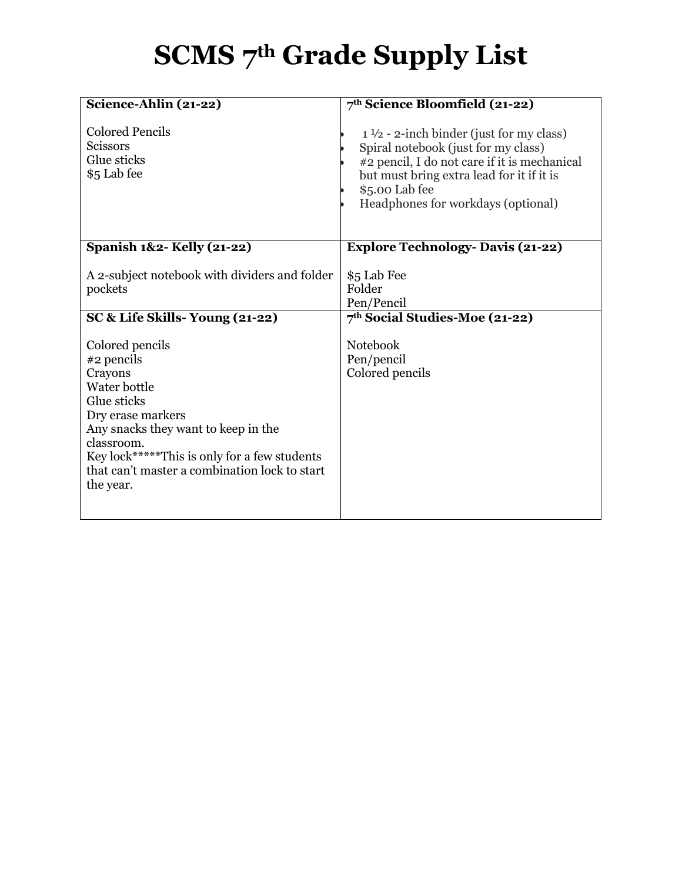# SCMS 7th Grade Supply List

| | |
|---|---|
| **Science-Ahlin (21-22)**<br><br>Colored Pencils<br>Scissors<br>Glue sticks<br>$5 Lab fee | **7th Science Bloomfield (21-22)**<br><br>• 1 ½ - 2-inch binder (just for my class)<br>• Spiral notebook (just for my class)<br>• #2 pencil, I do not care if it is mechanical but must bring extra lead for it if it is<br>• $5.00 Lab fee<br>• Headphones for workdays (optional) |
| **Spanish 1&2- Kelly (21-22)**<br><br>A 2-subject notebook with dividers and folder pockets | **Explore Technology- Davis (21-22)**<br><br>$5 Lab Fee<br>Folder<br>Pen/Pencil |
| **SC & Life Skills- Young (21-22)**<br><br>Colored pencils<br>#2 pencils<br>Crayons<br>Water bottle<br>Glue sticks<br>Dry erase markers<br>Any snacks they want to keep in the classroom.<br>Key lock*****This is only for a few students that can't master a combination lock to start the year. | **7th Social Studies-Moe (21-22)**<br><br>Notebook<br>Pen/pencil<br>Colored pencils |